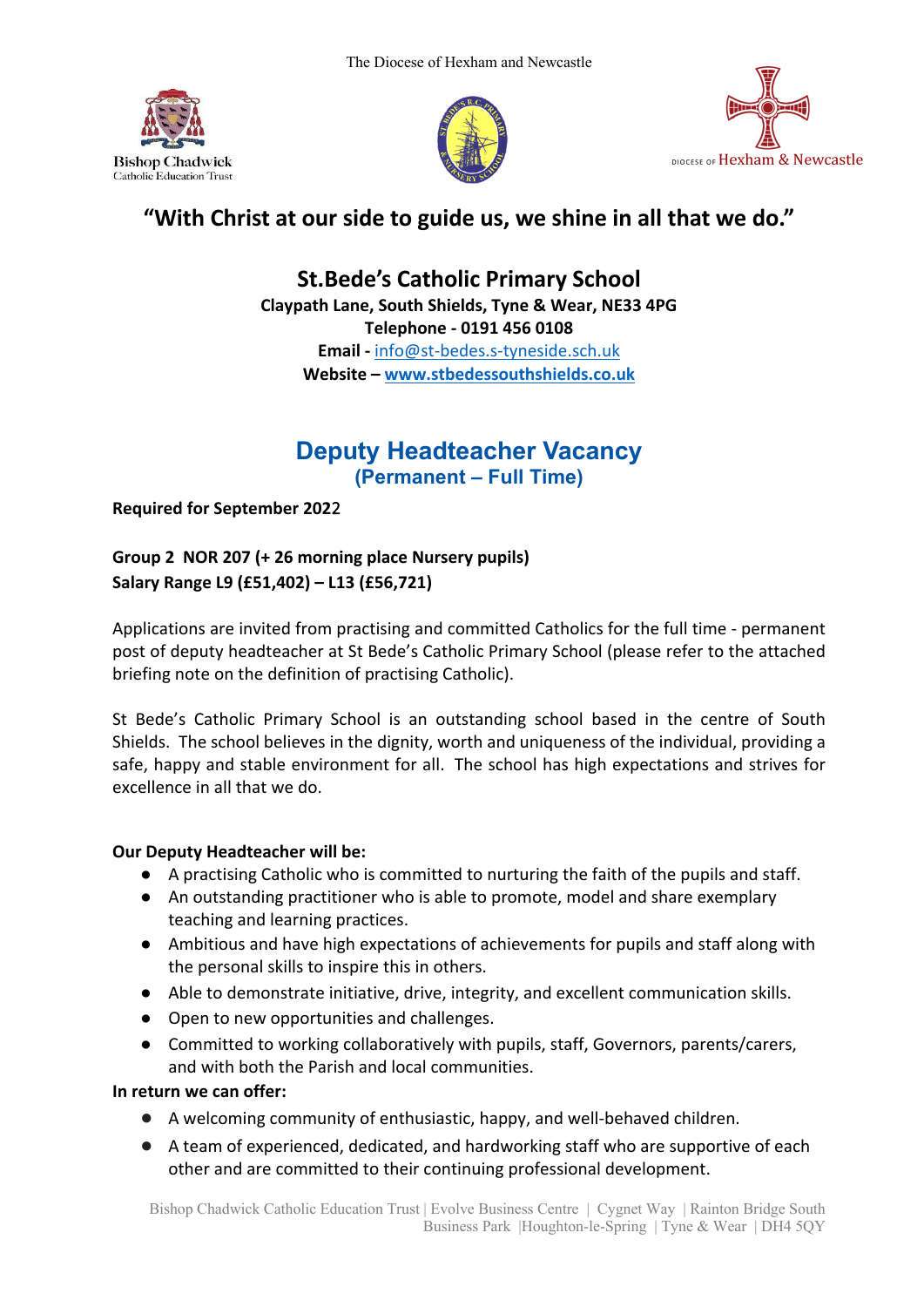The Diocese of Hexham and Newcastle

Bishop Chadwick Catholic Education Trust

Diocese of Hexham & Newcastle

## "With Christ at our side to guide us, we shine in all that we do."

## St.Bede's Catholic Primary School

**Claypath Lane, South Shields, Tyne & Wear, NE33 4PG**
**Telephone - 0191 456 0108**
**Email -** info@st-bedes.s-tyneside.sch.uk
**Website – www.stbedessouthshields.co.uk**

# Deputy Headteacher Vacancy

### (Permanent – Full Time)

**Required for September 2022**

**Group 2 NOR 207 (+ 26 morning place Nursery pupils)**
**Salary Range L9 (£51,402) – L13 (£56,721)**

Applications are invited from practising and committed Catholics for the full time - permanent post of deputy headteacher at St Bede's Catholic Primary School (please refer to the attached briefing note on the definition of practising Catholic).

St Bede's Catholic Primary School is an outstanding school based in the centre of South Shields. The school believes in the dignity, worth and uniqueness of the individual, providing a safe, happy and stable environment for all. The school has high expectations and strives for excellence in all that we do.

**Our Deputy Headteacher will be:**

- A practising Catholic who is committed to nurturing the faith of the pupils and staff.
- An outstanding practitioner who is able to promote, model and share exemplary teaching and learning practices.
- Ambitious and have high expectations of achievements for pupils and staff along with the personal skills to inspire this in others.
- Able to demonstrate initiative, drive, integrity, and excellent communication skills.
- Open to new opportunities and challenges.
- Committed to working collaboratively with pupils, staff, Governors, parents/carers, and with both the Parish and local communities.

**In return we can offer:**

- A welcoming community of enthusiastic, happy, and well-behaved children.
- A team of experienced, dedicated, and hardworking staff who are supportive of each other and are committed to their continuing professional development.

Bishop Chadwick Catholic Education Trust | Evolve Business Centre | Cygnet Way | Rainton Bridge South Business Park |Houghton-le-Spring | Tyne & Wear | DH4 5QY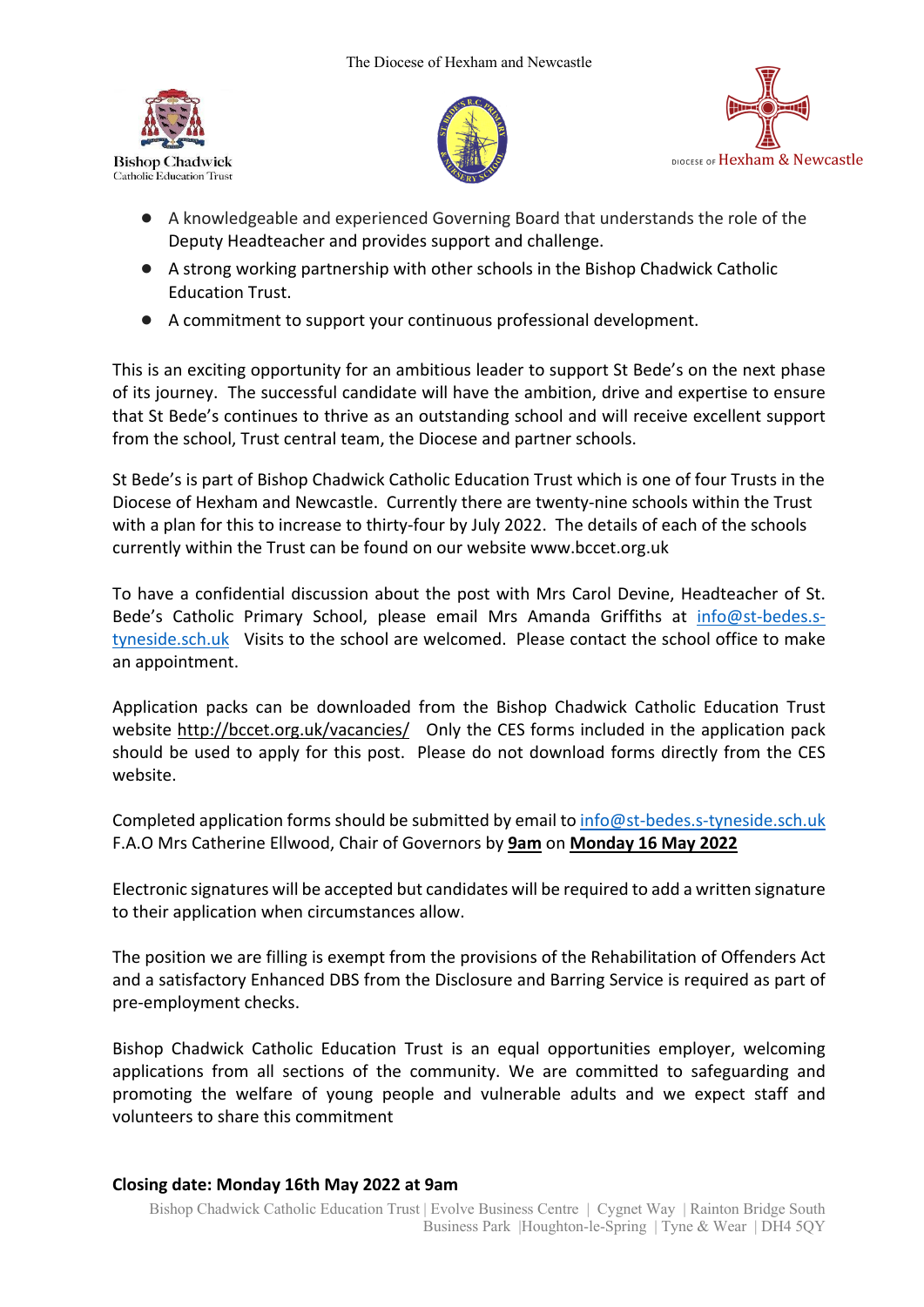- A knowledgeable and experienced Governing Board that understands the role of the Deputy Headteacher and provides support and challenge.
- A strong working partnership with other schools in the Bishop Chadwick Catholic Education Trust.
- A commitment to support your continuous professional development.

This is an exciting opportunity for an ambitious leader to support St Bede's on the next phase of its journey. The successful candidate will have the ambition, drive and expertise to ensure that St Bede's continues to thrive as an outstanding school and will receive excellent support from the school, Trust central team, the Diocese and partner schools.

St Bede's is part of Bishop Chadwick Catholic Education Trust which is one of four Trusts in the Diocese of Hexham and Newcastle. Currently there are twenty-nine schools within the Trust with a plan for this to increase to thirty-four by July 2022. The details of each of the schools currently within the Trust can be found on our website www.bccet.org.uk

To have a confidential discussion about the post with Mrs Carol Devine, Headteacher of St. Bede's Catholic Primary School, please email Mrs Amanda Griffiths at info@st-bedes.s-tyneside.sch.uk Visits to the school are welcomed. Please contact the school office to make an appointment.

Application packs can be downloaded from the Bishop Chadwick Catholic Education Trust website http://bccet.org.uk/vacancies/ Only the CES forms included in the application pack should be used to apply for this post. Please do not download forms directly from the CES website.

Completed application forms should be submitted by email to info@st-bedes.s-tyneside.sch.uk F.A.O Mrs Catherine Ellwood, Chair of Governors by **9am** on **Monday 16 May 2022**

Electronic signatures will be accepted but candidates will be required to add a written signature to their application when circumstances allow.

The position we are filling is exempt from the provisions of the Rehabilitation of Offenders Act and a satisfactory Enhanced DBS from the Disclosure and Barring Service is required as part of pre-employment checks.

Bishop Chadwick Catholic Education Trust is an equal opportunities employer, welcoming applications from all sections of the community. We are committed to safeguarding and promoting the welfare of young people and vulnerable adults and we expect staff and volunteers to share this commitment

**Closing date: Monday 16th May 2022 at 9am**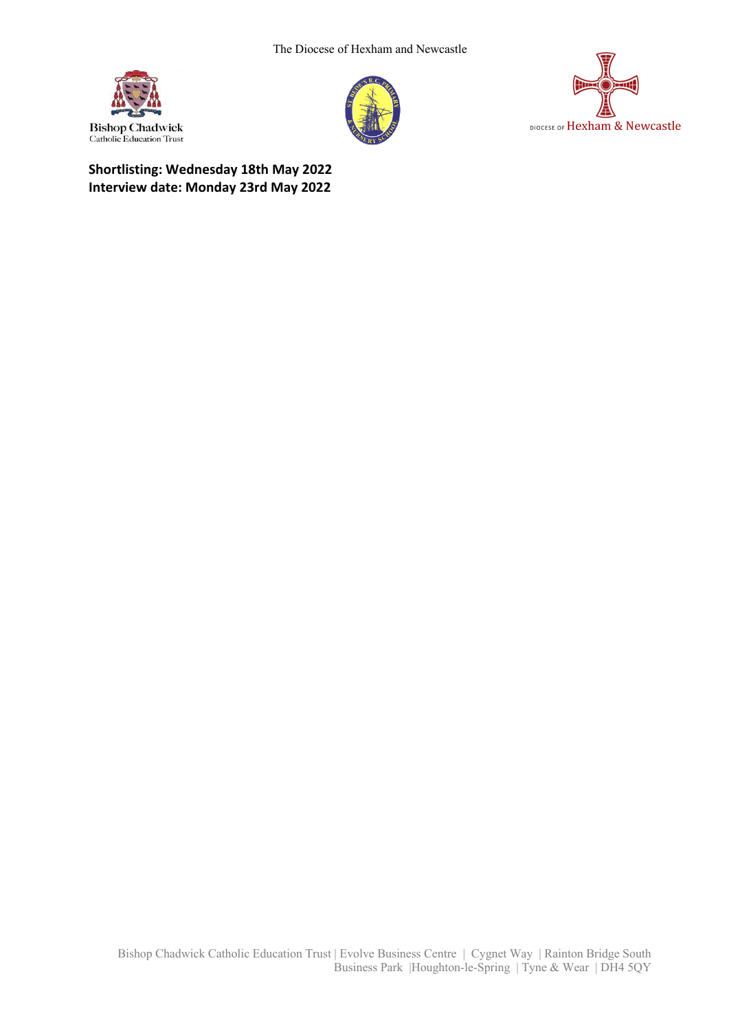**Shortlisting: Wednesday 18th May 2022**
**Interview date: Monday 23rd May 2022**